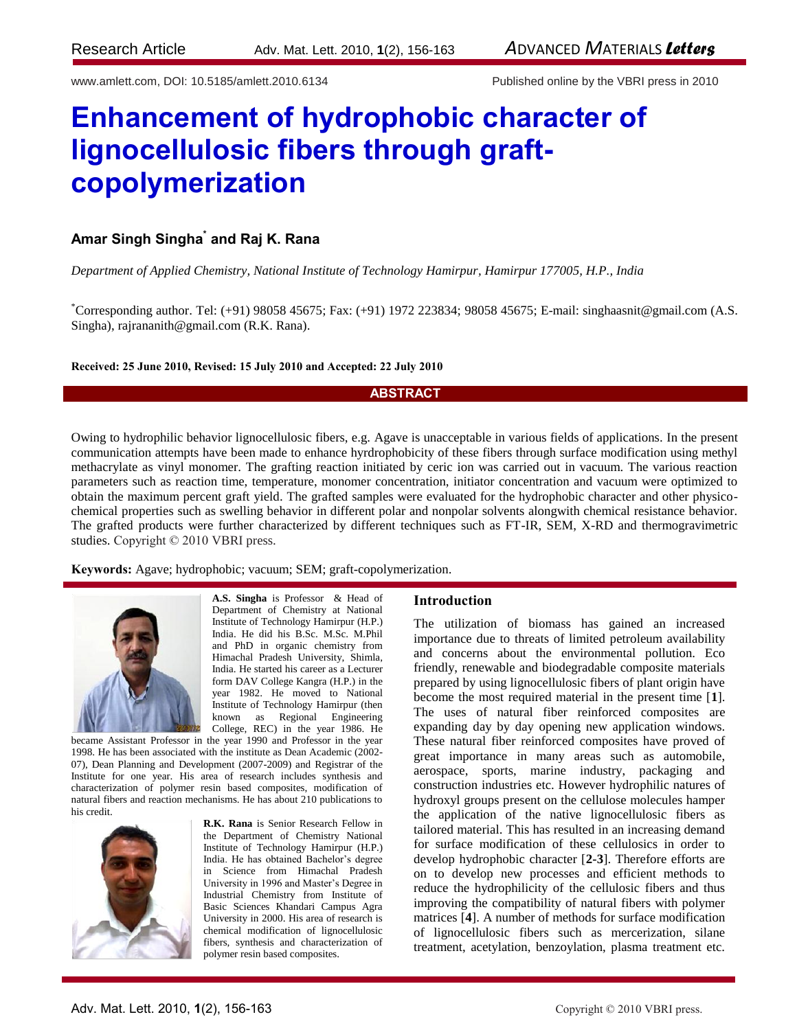# Enhancement of hydrophobic character of lignocellulosic fibers through graft-copolymerization

**Amar Singh Singha*** **and Raj K. Rana**

*Department of Applied Chemistry, National Institute of Technology Hamirpur, Hamirpur 177005, H.P., India*

*Corresponding author. Tel: (+91) 98058 45675; Fax: (+91) 1972 223834; 98058 45675; E-mail: singhaasnit@gmail.com (A.S. Singha), rajrananith@gmail.com (R.K. Rana).

**Received: 25 June 2010, Revised: 15 July 2010 and Accepted: 22 July 2010**

## ABSTRACT

Owing to hydrophilic behavior lignocellulosic fibers, e.g. Agave is unacceptable in various fields of applications. In the present communication attempts have been made to enhance hyrdrophobicity of these fibers through surface modification using methyl methacrylate as vinyl monomer. The grafting reaction initiated by ceric ion was carried out in vacuum. The various reaction parameters such as reaction time, temperature, monomer concentration, initiator concentration and vacuum were optimized to obtain the maximum percent graft yield. The grafted samples were evaluated for the hydrophobic character and other physico-chemical properties such as swelling behavior in different polar and nonpolar solvents alongwith chemical resistance behavior. The grafted products were further characterized by different techniques such as FT-IR, SEM, X-RD and thermogravimetric studies. Copyright © 2010 VBRI press.

**Keywords:** Agave; hydrophobic; vacuum; SEM; graft-copolymerization.

**A.S. Singha** is Professor & Head of Department of Chemistry at National Institute of Technology Hamirpur (H.P.) India. He did his B.Sc. M.Sc. M.Phil and PhD in organic chemistry from Himachal Pradesh University, Shimla, India. He started his career as a Lecturer form DAV College Kangra (H.P.) in the year 1982. He moved to National Institute of Technology Hamirpur (then known as Regional Engineering College, REC) in the year 1986. He became Assistant Professor in the year 1990 and Professor in the year 1998. He has been associated with the institute as Dean Academic (2002-07), Dean Planning and Development (2007-2009) and Registrar of the Institute for one year. His area of research includes synthesis and characterization of polymer resin based composites, modification of natural fibers and reaction mechanisms. He has about 210 publications to his credit.

**R.K. Rana** is Senior Research Fellow in the Department of Chemistry National Institute of Technology Hamirpur (H.P.) India. He has obtained Bachelor's degree in Science from Himachal Pradesh University in 1996 and Master's Degree in Industrial Chemistry from Institute of Basic Sciences Khandari Campus Agra University in 2000. His area of research is chemical modification of lignocellulosic fibers, synthesis and characterization of polymer resin based composites.

## Introduction

The utilization of biomass has gained an increased importance due to threats of limited petroleum availability and concerns about the environmental pollution. Eco friendly, renewable and biodegradable composite materials prepared by using lignocellulosic fibers of plant origin have become the most required material in the present time [**1**]. The uses of natural fiber reinforced composites are expanding day by day opening new application windows. These natural fiber reinforced composites have proved of great importance in many areas such as automobile, aerospace, sports, marine industry, packaging and construction industries etc. However hydrophilic natures of hydroxyl groups present on the cellulose molecules hamper the application of the native lignocellulosic fibers as tailored material. This has resulted in an increasing demand for surface modification of these cellulosics in order to develop hydrophobic character [**2-3**]. Therefore efforts are on to develop new processes and efficient methods to reduce the hydrophilicity of the cellulosic fibers and thus improving the compatibility of natural fibers with polymer matrices [**4**]. A number of methods for surface modification of lignocellulosic fibers such as mercerization, silane treatment, acetylation, benzoylation, plasma treatment etc.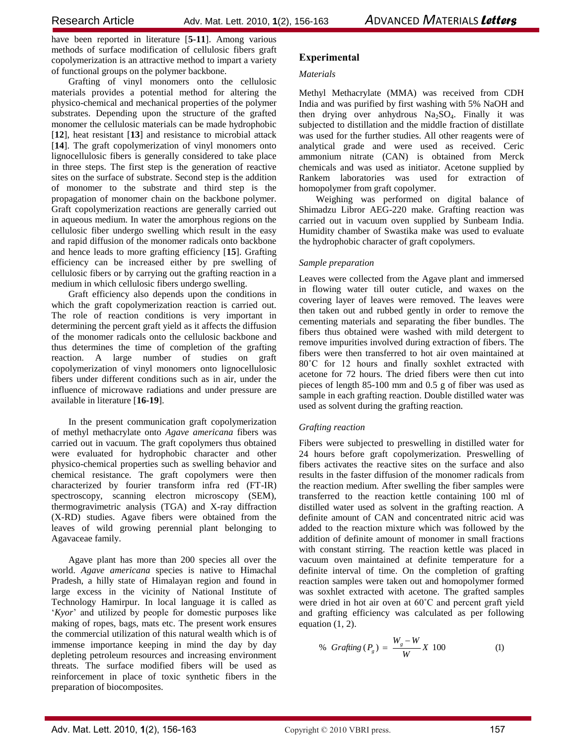have been reported in literature [**5-11**]. Among various methods of surface modification of cellulosic fibers graft copolymerization is an attractive method to impart a variety of functional groups on the polymer backbone.

Grafting of vinyl monomers onto the cellulosic materials provides a potential method for altering the physico-chemical and mechanical properties of the polymer substrates. Depending upon the structure of the grafted monomer the cellulosic materials can be made hydrophobic [**12**], heat resistant [**13**] and resistance to microbial attack [**14**]. The graft copolymerization of vinyl monomers onto lignocellulosic fibers is generally considered to take place in three steps. The first step is the generation of reactive sites on the surface of substrate. Second step is the addition of monomer to the substrate and third step is the propagation of monomer chain on the backbone polymer. Graft copolymerization reactions are generally carried out in aqueous medium. In water the amorphous regions on the cellulosic fiber undergo swelling which result in the easy and rapid diffusion of the monomer radicals onto backbone and hence leads to more grafting efficiency [**15**]. Grafting efficiency can be increased either by pre swelling of cellulosic fibers or by carrying out the grafting reaction in a medium in which cellulosic fibers undergo swelling.

Graft efficiency also depends upon the conditions in which the graft copolymerization reaction is carried out. The role of reaction conditions is very important in determining the percent graft yield as it affects the diffusion of the monomer radicals onto the cellulosic backbone and thus determines the time of completion of the grafting reaction. A large number of studies on graft copolymerization of vinyl monomers onto lignocellulosic fibers under different conditions such as in air, under the influence of microwave radiations and under pressure are available in literature [**16-19**].

In the present communication graft copolymerization of methyl methacrylate onto *Agave americana* fibers was carried out in vacuum. The graft copolymers thus obtained were evaluated for hydrophobic character and other physico-chemical properties such as swelling behavior and chemical resistance. The graft copolymers were then characterized by fourier transform infra red (FT-IR) spectroscopy, scanning electron microscopy (SEM), thermogravimetric analysis (TGA) and X-ray diffraction (X-RD) studies. Agave fibers were obtained from the leaves of wild growing perennial plant belonging to Agavaceae family.

Agave plant has more than 200 species all over the world. *Agave americana* species is native to Himachal Pradesh, a hilly state of Himalayan region and found in large excess in the vicinity of National Institute of Technology Hamirpur. In local language it is called as '*Kyor*' and utilized by people for domestic purposes like making of ropes, bags, mats etc. The present work ensures the commercial utilization of this natural wealth which is of immense importance keeping in mind the day by day depleting petroleum resources and increasing environment threats. The surface modified fibers will be used as reinforcement in place of toxic synthetic fibers in the preparation of biocomposites.

## Experimental

### *Materials*

Methyl Methacrylate (MMA) was received from CDH India and was purified by first washing with 5% NaOH and then drying over anhydrous $Na_2SO_4$. Finally it was subjected to distillation and the middle fraction of distillate was used for the further studies. All other reagents were of analytical grade and were used as received. Ceric ammonium nitrate (CAN) is obtained from Merck chemicals and was used as initiator. Acetone supplied by Rankem laboratories was used for extraction of homopolymer from graft copolymer.

Weighing was performed on digital balance of Shimadzu Libror AEG-220 make. Grafting reaction was carried out in vacuum oven supplied by Sunbeam India. Humidity chamber of Swastika make was used to evaluate the hydrophobic character of graft copolymers.

### *Sample preparation*

Leaves were collected from the Agave plant and immersed in flowing water till outer cuticle, and waxes on the covering layer of leaves were removed. The leaves were then taken out and rubbed gently in order to remove the cementing materials and separating the fiber bundles. The fibers thus obtained were washed with mild detergent to remove impurities involved during extraction of fibers. The fibers were then transferred to hot air oven maintained at 80˚C for 12 hours and finally soxhlet extracted with acetone for 72 hours. The dried fibers were then cut into pieces of length 85-100 mm and 0.5 g of fiber was used as sample in each grafting reaction. Double distilled water was used as solvent during the grafting reaction.

### *Grafting reaction*

Fibers were subjected to preswelling in distilled water for 24 hours before graft copolymerization. Preswelling of fibers activates the reactive sites on the surface and also results in the faster diffusion of the monomer radicals from the reaction medium. After swelling the fiber samples were transferred to the reaction kettle containing 100 ml of distilled water used as solvent in the grafting reaction. A definite amount of CAN and concentrated nitric acid was added to the reaction mixture which was followed by the addition of definite amount of monomer in small fractions with constant stirring. The reaction kettle was placed in vacuum oven maintained at definite temperature for a definite interval of time. On the completion of grafting reaction samples were taken out and homopolymer formed was soxhlet extracted with acetone. The grafted samples were dried in hot air oven at 60˚C and percent graft yield and grafting efficiency was calculated as per following equation (1, 2).

$$\%\ Grafting\,(P_g) = \frac{W_g - W}{W} X\ 100 \qquad (1)$$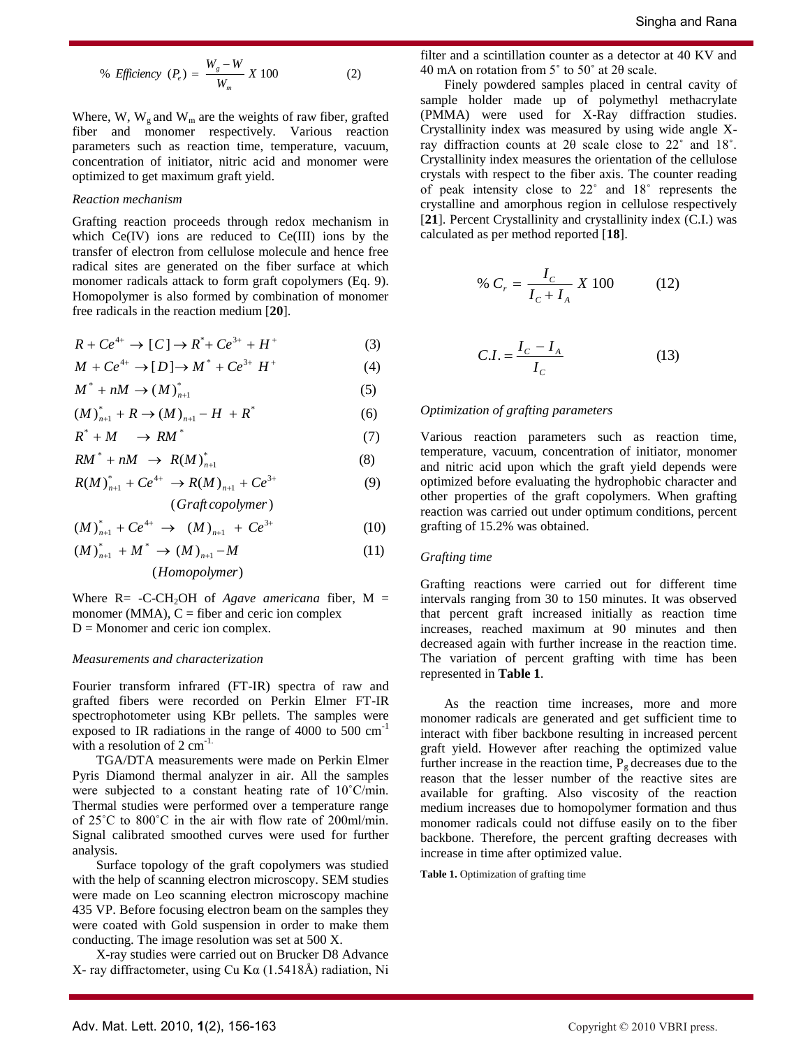$$\% \ Efficiency \ (P_e) = \frac{W_g - W}{W_m} \ X \ 100 \qquad (2)$$

Where, W, $W_g$ and $W_m$ are the weights of raw fiber, grafted fiber and monomer respectively. Various reaction parameters such as reaction time, temperature, vacuum, concentration of initiator, nitric acid and monomer were optimized to get maximum graft yield.

*Reaction mechanism*

Grafting reaction proceeds through redox mechanism in which Ce(IV) ions are reduced to Ce(III) ions by the transfer of electron from cellulose molecule and hence free radical sites are generated on the fiber surface at which monomer radicals attack to form graft copolymers (Eq. 9). Homopolymer is also formed by combination of monomer free radicals in the reaction medium [**20**].

$$R + Ce^{4+} \rightarrow [C] \rightarrow R^{*} + Ce^{3+} + H^{+} \qquad (3)$$

$$M + Ce^{4+} \rightarrow [D] \rightarrow M^{*} + Ce^{3+} \ H^{+} \qquad (4)$$

$$M^{*} + nM \rightarrow (M)^{*}_{n+1} \qquad (5)$$

$$(M)^{*}_{n+1} + R \rightarrow (M)_{n+1} - H \ + R^{*} \qquad (6)$$

$$R^{*} + M \quad \rightarrow RM^{*} \qquad (7)$$

$$RM^{*} + nM \ \rightarrow \ R(M)^{*}_{n+1} \qquad (8)$$

$$R(M)^{*}_{n+1} + Ce^{4+} \ \rightarrow R(M)_{n+1} + Ce^{3+} \qquad (9)$$

$$(Graft\,copolymer)$$

$$(M)^{*}_{n+1} + Ce^{4+} \ \rightarrow \ (M)_{n+1} \ + Ce^{3+} \qquad (10)$$

$$(M)^{*}_{n+1} \ + M^{*} \rightarrow (M)_{n+1} - M \qquad (11)$$

$$(Homopolymer)$$

Where R= -C-$CH_2$OH of *Agave americana* fiber, M = monomer (MMA), C = fiber and ceric ion complex
D = Monomer and ceric ion complex.

*Measurements and characterization*

Fourier transform infrared (FT-IR) spectra of raw and grafted fibers were recorded on Perkin Elmer FT-IR spectrophotometer using KBr pellets. The samples were exposed to IR radiations in the range of 4000 to 500 $cm^{-1}$ with a resolution of 2 $cm^{-1}$.

TGA/DTA measurements were made on Perkin Elmer Pyris Diamond thermal analyzer in air. All the samples were subjected to a constant heating rate of 10˚C/min. Thermal studies were performed over a temperature range of 25˚C to 800˚C in the air with flow rate of 200ml/min. Signal calibrated smoothed curves were used for further analysis.

Surface topology of the graft copolymers was studied with the help of scanning electron microscopy. SEM studies were made on Leo scanning electron microscopy machine 435 VP. Before focusing electron beam on the samples they were coated with Gold suspension in order to make them conducting. The image resolution was set at 500 X.

X-ray studies were carried out on Brucker D8 Advance X- ray diffractometer, using Cu Kα (1.5418Å) radiation, Ni filter and a scintillation counter as a detector at 40 KV and 40 mA on rotation from 5˚ to 50˚ at 2θ scale.

Finely powdered samples placed in central cavity of sample holder made up of polymethyl methacrylate (PMMA) were used for X-Ray diffraction studies. Crystallinity index was measured by using wide angle X-ray diffraction counts at 2θ scale close to 22˚ and 18˚. Crystallinity index measures the orientation of the cellulose crystals with respect to the fiber axis. The counter reading of peak intensity close to 22˚ and 18˚ represents the crystalline and amorphous region in cellulose respectively [**21**]. Percent Crystallinity and crystallinity index (C.I.) was calculated as per method reported [**18**].

$$\% \ C_r = \frac{I_C}{I_C + I_A} \ X \ 100 \qquad (12)$$

$$C.I. = \frac{I_C - I_A}{I_C} \qquad (13)$$

*Optimization of grafting parameters*

Various reaction parameters such as reaction time, temperature, vacuum, concentration of initiator, monomer and nitric acid upon which the graft yield depends were optimized before evaluating the hydrophobic character and other properties of the graft copolymers. When grafting reaction was carried out under optimum conditions, percent grafting of 15.2% was obtained.

*Grafting time*

Grafting reactions were carried out for different time intervals ranging from 30 to 150 minutes. It was observed that percent graft increased initially as reaction time increases, reached maximum at 90 minutes and then decreased again with further increase in the reaction time. The variation of percent grafting with time has been represented in **Table 1**.

As the reaction time increases, more and more monomer radicals are generated and get sufficient time to interact with fiber backbone resulting in increased percent graft yield. However after reaching the optimized value further increase in the reaction time, $P_g$ decreases due to the reason that the lesser number of the reactive sites are available for grafting. Also viscosity of the reaction medium increases due to homopolymer formation and thus monomer radicals could not diffuse easily on to the fiber backbone. Therefore, the percent grafting decreases with increase in time after optimized value.

**Table 1.** Optimization of grafting time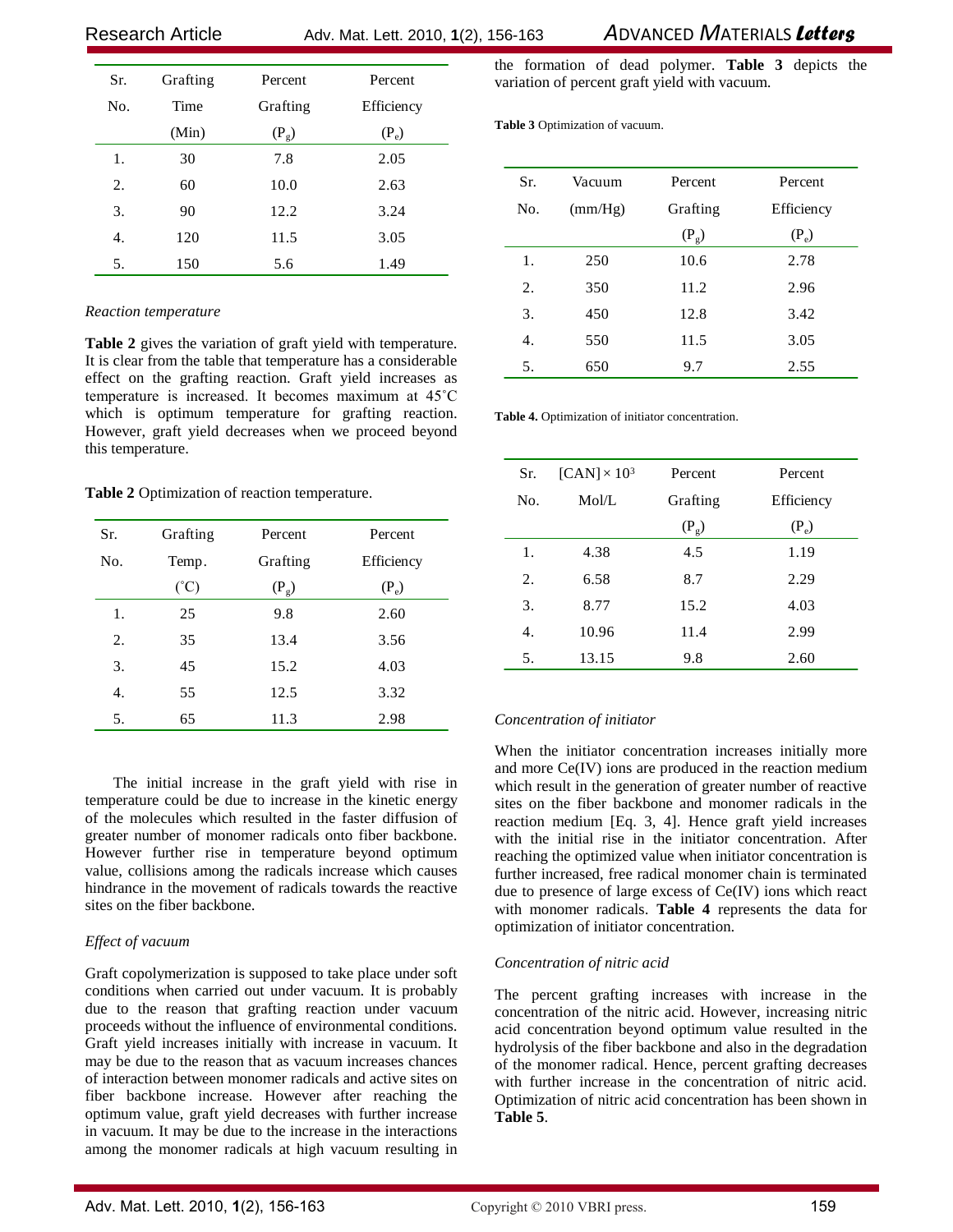| Sr. No. | Grafting Time (Min) | Percent Grafting ($P_g$) | Percent Efficiency ($P_e$) |
|---|---|---|---|
| 1. | 30 | 7.8 | 2.05 |
| 2. | 60 | 10.0 | 2.63 |
| 3. | 90 | 12.2 | 3.24 |
| 4. | 120 | 11.5 | 3.05 |
| 5. | 150 | 5.6 | 1.49 |

*Reaction temperature*

**Table 2** gives the variation of graft yield with temperature. It is clear from the table that temperature has a considerable effect on the grafting reaction. Graft yield increases as temperature is increased. It becomes maximum at 45˚C which is optimum temperature for grafting reaction. However, graft yield decreases when we proceed beyond this temperature.

**Table 2** Optimization of reaction temperature.

| Sr. No. | Grafting Temp. (˚C) | Percent Grafting ($P_g$) | Percent Efficiency ($P_e$) |
|---|---|---|---|
| 1. | 25 | 9.8 | 2.60 |
| 2. | 35 | 13.4 | 3.56 |
| 3. | 45 | 15.2 | 4.03 |
| 4. | 55 | 12.5 | 3.32 |
| 5. | 65 | 11.3 | 2.98 |

The initial increase in the graft yield with rise in temperature could be due to increase in the kinetic energy of the molecules which resulted in the faster diffusion of greater number of monomer radicals onto fiber backbone. However further rise in temperature beyond optimum value, collisions among the radicals increase which causes hindrance in the movement of radicals towards the reactive sites on the fiber backbone.

*Effect of vacuum*

Graft copolymerization is supposed to take place under soft conditions when carried out under vacuum. It is probably due to the reason that grafting reaction under vacuum proceeds without the influence of environmental conditions. Graft yield increases initially with increase in vacuum. It may be due to the reason that as vacuum increases chances of interaction between monomer radicals and active sites on fiber backbone increase. However after reaching the optimum value, graft yield decreases with further increase in vacuum. It may be due to the increase in the interactions among the monomer radicals at high vacuum resulting in the formation of dead polymer. **Table 3** depicts the variation of percent graft yield with vacuum.

**Table 3** Optimization of vacuum.

| Sr. No. | Vacuum (mm/Hg) | Percent Grafting ($P_g$) | Percent Efficiency ($P_e$) |
|---|---|---|---|
| 1. | 250 | 10.6 | 2.78 |
| 2. | 350 | 11.2 | 2.96 |
| 3. | 450 | 12.8 | 3.42 |
| 4. | 550 | 11.5 | 3.05 |
| 5. | 650 | 9.7 | 2.55 |

**Table 4.** Optimization of initiator concentration.

| Sr. No. | $[CAN] \times 10^3$ Mol/L | Percent Grafting ($P_g$) | Percent Efficiency ($P_e$) |
|---|---|---|---|
| 1. | 4.38 | 4.5 | 1.19 |
| 2. | 6.58 | 8.7 | 2.29 |
| 3. | 8.77 | 15.2 | 4.03 |
| 4. | 10.96 | 11.4 | 2.99 |
| 5. | 13.15 | 9.8 | 2.60 |

*Concentration of initiator*

When the initiator concentration increases initially more and more Ce(IV) ions are produced in the reaction medium which result in the generation of greater number of reactive sites on the fiber backbone and monomer radicals in the reaction medium [Eq. 3, 4]. Hence graft yield increases with the initial rise in the initiator concentration. After reaching the optimized value when initiator concentration is further increased, free radical monomer chain is terminated due to presence of large excess of Ce(IV) ions which react with monomer radicals. **Table 4** represents the data for optimization of initiator concentration.

*Concentration of nitric acid*

The percent grafting increases with increase in the concentration of the nitric acid. However, increasing nitric acid concentration beyond optimum value resulted in the hydrolysis of the fiber backbone and also in the degradation of the monomer radical. Hence, percent grafting decreases with further increase in the concentration of nitric acid. Optimization of nitric acid concentration has been shown in **Table 5**.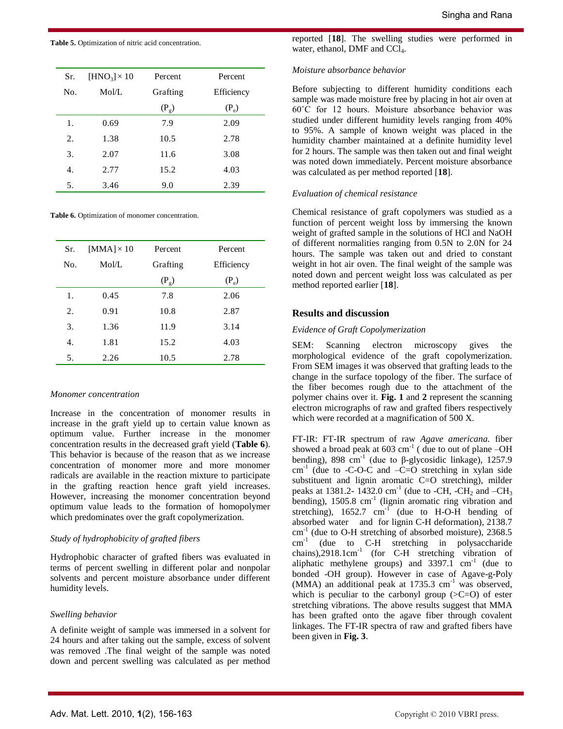**Table 5.** Optimization of nitric acid concentration.

| Sr. No. | $[HNO_3] \times 10$ Mol/L | Percent Grafting ($P_g$) | Percent Efficiency ($P_e$) |
|---|---|---|---|
| 1. | 0.69 | 7.9 | 2.09 |
| 2. | 1.38 | 10.5 | 2.78 |
| 3. | 2.07 | 11.6 | 3.08 |
| 4. | 2.77 | 15.2 | 4.03 |
| 5. | 3.46 | 9.0 | 2.39 |

**Table 6.** Optimization of monomer concentration.

| Sr. No. | $[MMA] \times 10$ Mol/L | Percent Grafting ($P_g$) | Percent Efficiency ($P_e$) |
|---|---|---|---|
| 1. | 0.45 | 7.8 | 2.06 |
| 2. | 0.91 | 10.8 | 2.87 |
| 3. | 1.36 | 11.9 | 3.14 |
| 4. | 1.81 | 15.2 | 4.03 |
| 5. | 2.26 | 10.5 | 2.78 |

*Monomer concentration*

Increase in the concentration of monomer results in increase in the graft yield up to certain value known as optimum value. Further increase in the monomer concentration results in the decreased graft yield (**Table 6**). This behavior is because of the reason that as we increase concentration of monomer more and more monomer radicals are available in the reaction mixture to participate in the grafting reaction hence graft yield increases. However, increasing the monomer concentration beyond optimum value leads to the formation of homopolymer which predominates over the graft copolymerization.

*Study of hydrophobicity of grafted fibers*

Hydrophobic character of grafted fibers was evaluated in terms of percent swelling in different polar and nonpolar solvents and percent moisture absorbance under different humidity levels.

*Swelling behavior*

A definite weight of sample was immersed in a solvent for 24 hours and after taking out the sample, excess of solvent was removed .The final weight of the sample was noted down and percent swelling was calculated as per method reported [**18**]. The swelling studies were performed in water, ethanol, DMF and $CCl_4$.

*Moisture absorbance behavior*

Before subjecting to different humidity conditions each sample was made moisture free by placing in hot air oven at 60˚C for 12 hours. Moisture absorbance behavior was studied under different humidity levels ranging from 40% to 95%. A sample of known weight was placed in the humidity chamber maintained at a definite humidity level for 2 hours. The sample was then taken out and final weight was noted down immediately. Percent moisture absorbance was calculated as per method reported [**18**].

*Evaluation of chemical resistance*

Chemical resistance of graft copolymers was studied as a function of percent weight loss by immersing the known weight of grafted sample in the solutions of HCl and NaOH of different normalities ranging from 0.5N to 2.0N for 24 hours. The sample was taken out and dried to constant weight in hot air oven. The final weight of the sample was noted down and percent weight loss was calculated as per method reported earlier [**18**].

## Results and discussion

*Evidence of Graft Copolymerization*

SEM: Scanning electron microscopy gives the morphological evidence of the graft copolymerization. From SEM images it was observed that grafting leads to the change in the surface topology of the fiber. The surface of the fiber becomes rough due to the attachment of the polymer chains over it. **Fig. 1** and **2** represent the scanning electron micrographs of raw and grafted fibers respectively which were recorded at a magnification of 500 X.

FT-IR: FT-IR spectrum of raw *Agave americana.* fiber showed a broad peak at 603 $cm^{-1}$ ( due to out of plane –OH bending), 898 $cm^{-1}$ (due to β-glycosidic linkage), 1257.9 $cm^{-1}$ (due to -C-O-C and –C=O stretching in xylan side substituent and lignin aromatic C=O stretching), milder peaks at 1381.2- 1432.0 $cm^{-1}$ (due to -CH, $-CH_2$ and $-CH_3$ bending), 1505.8 $cm^{-1}$ (lignin aromatic ring vibration and stretching), 1652.7 $cm^{-1}$ (due to H-O-H bending of absorbed water and for lignin C-H deformation), 2138.7 $cm^{-1}$ (due to O-H stretching of absorbed moisture), 2368.5 $cm^{-1}$ (due to C-H stretching in polysaccharide chains),2918.1$cm^{-1}$ (for C-H stretching vibration of aliphatic methylene groups) and 3397.1 $cm^{-1}$ (due to bonded -OH group). However in case of Agave-g-Poly (MMA) an additional peak at 1735.3 $cm^{-1}$ was observed, which is peculiar to the carbonyl group (>C=O) of ester stretching vibrations. The above results suggest that MMA has been grafted onto the agave fiber through covalent linkages. The FT-IR spectra of raw and grafted fibers have been given in **Fig. 3**.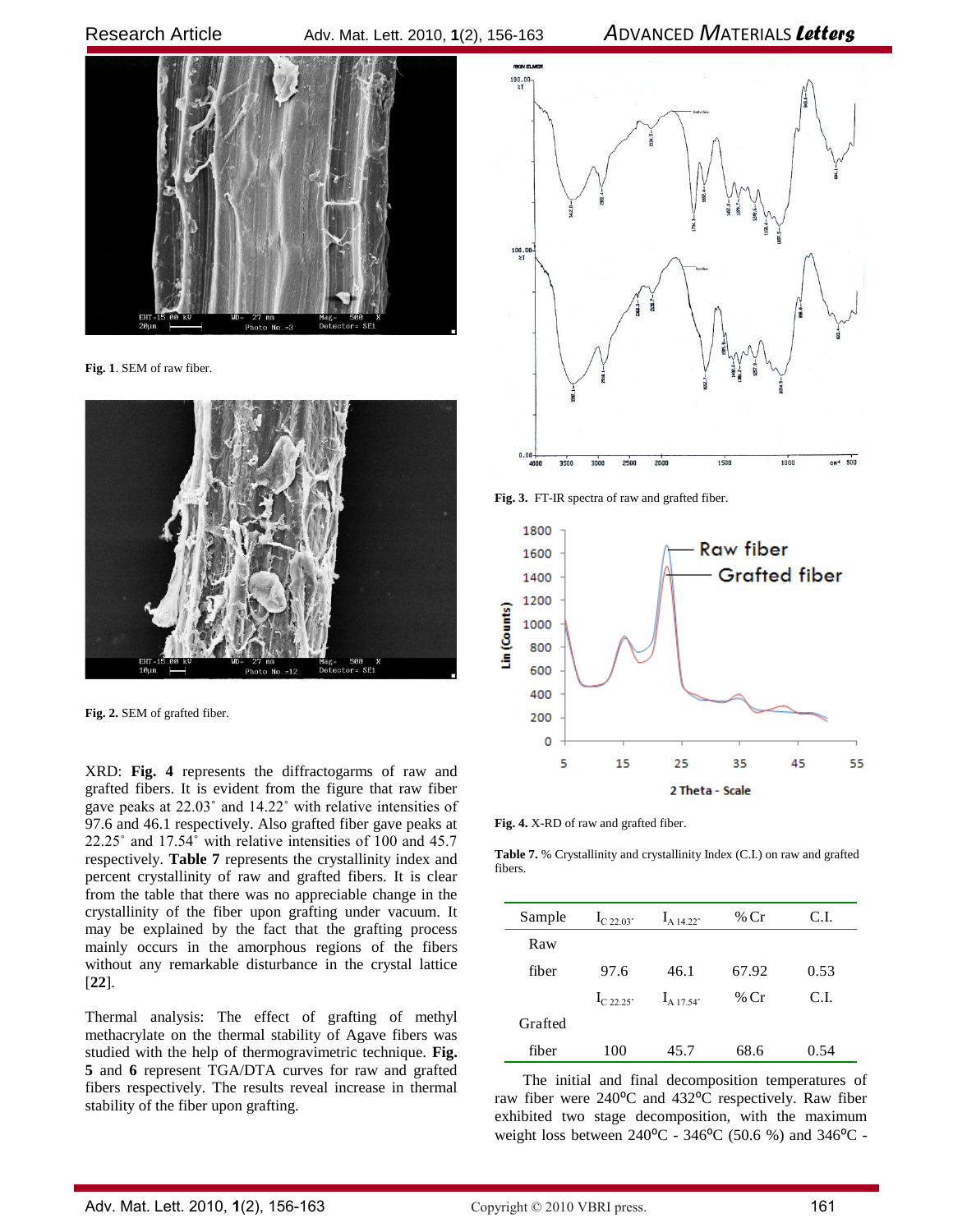Fig. 1. SEM of raw fiber.

Fig. 2. SEM of grafted fiber.

XRD: **Fig. 4** represents the diffractogarms of raw and grafted fibers. It is evident from the figure that raw fiber gave peaks at 22.03˚ and 14.22˚ with relative intensities of 97.6 and 46.1 respectively. Also grafted fiber gave peaks at 22.25˚ and 17.54˚ with relative intensities of 100 and 45.7 respectively. **Table 7** represents the crystallinity index and percent crystallinity of raw and grafted fibers. It is clear from the table that there was no appreciable change in the crystallinity of the fiber upon grafting under vacuum. It may be explained by the fact that the grafting process mainly occurs in the amorphous regions of the fibers without any remarkable disturbance in the crystal lattice [**22**].

Thermal analysis: The effect of grafting of methyl methacrylate on the thermal stability of Agave fibers was studied with the help of thermogravimetric technique. **Fig. 5** and **6** represent TGA/DTA curves for raw and grafted fibers respectively. The results reveal increase in thermal stability of the fiber upon grafting.

Fig. 3. FT-IR spectra of raw and grafted fiber.

Fig. 4. X-RD of raw and grafted fiber.

**Table 7.** % Crystallinity and crystallinity Index (C.I.) on raw and grafted fibers.

| Sample | $I_{C\ 22.03^\circ}$ | $I_{A\ 14.22^\circ}$ | % Cr | C.I. |
|---|---|---|---|---|
| Raw fiber | 97.6 | 46.1 | 67.92 | 0.53 |
| | $I_{C\ 22.25^\circ}$ | $I_{A\ 17.54^\circ}$ | % Cr | C.I. |
| Grafted fiber | 100 | 45.7 | 68.6 | 0.54 |

The initial and final decomposition temperatures of raw fiber were 240ºC and 432ºC respectively. Raw fiber exhibited two stage decomposition, with the maximum weight loss between 240ºC - 346ºC (50.6 %) and 346ºC -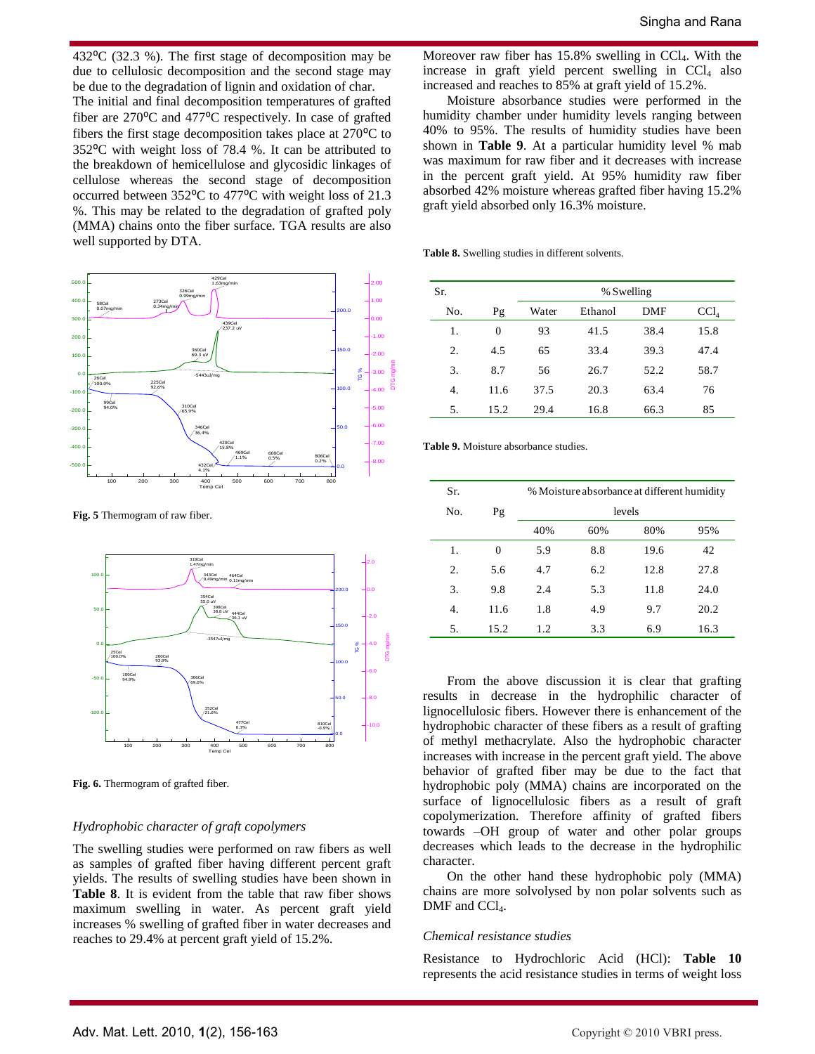432°C (32.3 %). The first stage of decomposition may be due to cellulosic decomposition and the second stage may be due to the degradation of lignin and oxidation of char. The initial and final decomposition temperatures of grafted fiber are 270°C and 477°C respectively. In case of grafted fibers the first stage decomposition takes place at 270°C to 352°C with weight loss of 78.4 %. It can be attributed to the breakdown of hemicellulose and glycosidic linkages of cellulose whereas the second stage of decomposition occurred between 352°C to 477°C with weight loss of 21.3 %. This may be related to the degradation of grafted poly (MMA) chains onto the fiber surface. TGA results are also well supported by DTA.

**Fig. 5** Thermogram of raw fiber.

**Fig. 6.** Thermogram of grafted fiber.

### *Hydrophobic character of graft copolymers*

The swelling studies were performed on raw fibers as well as samples of grafted fiber having different percent graft yields. The results of swelling studies have been shown in **Table 8**. It is evident from the table that raw fiber shows maximum swelling in water. As percent graft yield increases % swelling of grafted fiber in water decreases and reaches to 29.4% at percent graft yield of 15.2%.

Moreover raw fiber has 15.8% swelling in $CCl_4$. With the increase in graft yield percent swelling in $CCl_4$ also increased and reaches to 85% at graft yield of 15.2%.

Moisture absorbance studies were performed in the humidity chamber under humidity levels ranging between 40% to 95%. The results of humidity studies have been shown in **Table 9**. At a particular humidity level % mab was maximum for raw fiber and it decreases with increase in the percent graft yield. At 95% humidity raw fiber absorbed 42% moisture whereas grafted fiber having 15.2% graft yield absorbed only 16.3% moisture.

**Table 8.** Swelling studies in different solvents.

| Sr. No. | Pg | % Swelling | | | |
|---|---|---|---|---|---|
| | | Water | Ethanol | DMF | $CCl_4$ |
| 1. | 0 | 93 | 41.5 | 38.4 | 15.8 |
| 2. | 4.5 | 65 | 33.4 | 39.3 | 47.4 |
| 3. | 8.7 | 56 | 26.7 | 52.2 | 58.7 |
| 4. | 11.6 | 37.5 | 20.3 | 63.4 | 76 |
| 5. | 15.2 | 29.4 | 16.8 | 66.3 | 85 |

**Table 9.** Moisture absorbance studies.

| Sr. No. | Pg | % Moisture absorbance at different humidity levels | | | |
|---|---|---|---|---|---|
| | | 40% | 60% | 80% | 95% |
| 1. | 0 | 5.9 | 8.8 | 19.6 | 42 |
| 2. | 5.6 | 4.7 | 6.2 | 12.8 | 27.8 |
| 3. | 9.8 | 2.4 | 5.3 | 11.8 | 24.0 |
| 4. | 11.6 | 1.8 | 4.9 | 9.7 | 20.2 |
| 5. | 15.2 | 1.2 | 3.3 | 6.9 | 16.3 |

From the above discussion it is clear that grafting results in decrease in the hydrophilic character of lignocellulosic fibers. However there is enhancement of the hydrophobic character of these fibers as a result of grafting of methyl methacrylate. Also the hydrophobic character increases with increase in the percent graft yield. The above behavior of grafted fiber may be due to the fact that hydrophobic poly (MMA) chains are incorporated on the surface of lignocellulosic fibers as a result of graft copolymerization. Therefore affinity of grafted fibers towards –OH group of water and other polar groups decreases which leads to the decrease in the hydrophilic character.

On the other hand these hydrophobic poly (MMA) chains are more solvolysed by non polar solvents such as DMF and $CCl_4$.

### *Chemical resistance studies*

Resistance to Hydrochloric Acid (HCl): **Table 10** represents the acid resistance studies in terms of weight loss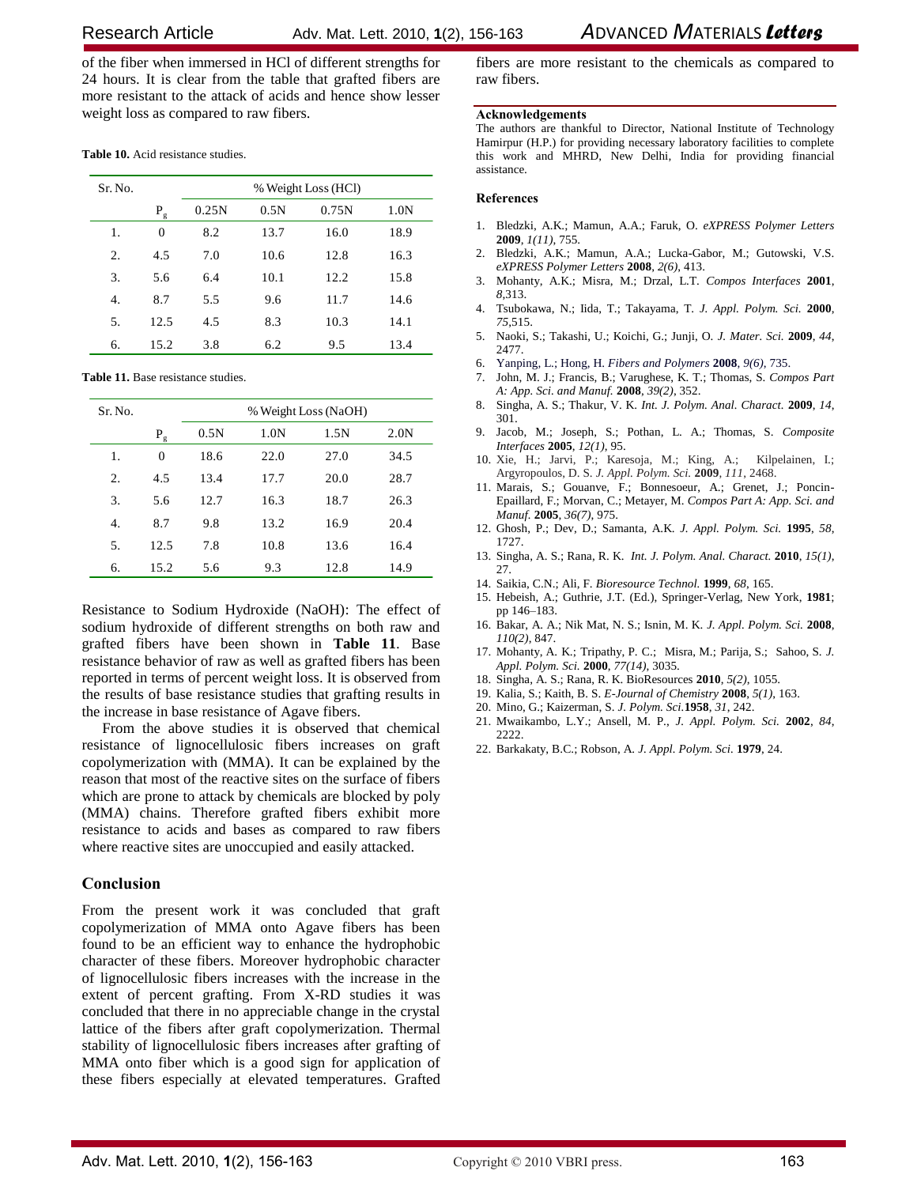of the fiber when immersed in HCl of different strengths for 24 hours. It is clear from the table that grafted fibers are more resistant to the attack of acids and hence show lesser weight loss as compared to raw fibers.

**Table 10.** Acid resistance studies.

| Sr. No. | | % Weight Loss (HCl) | | | |
|---|---|---|---|---|---|
| | $P_g$ | 0.25N | 0.5N | 0.75N | 1.0N |
| 1. | 0 | 8.2 | 13.7 | 16.0 | 18.9 |
| 2. | 4.5 | 7.0 | 10.6 | 12.8 | 16.3 |
| 3. | 5.6 | 6.4 | 10.1 | 12.2 | 15.8 |
| 4. | 8.7 | 5.5 | 9.6 | 11.7 | 14.6 |
| 5. | 12.5 | 4.5 | 8.3 | 10.3 | 14.1 |
| 6. | 15.2 | 3.8 | 6.2 | 9.5 | 13.4 |

**Table 11.** Base resistance studies.

| Sr. No. | | % Weight Loss (NaOH) | | | |
|---|---|---|---|---|---|
| | $P_g$ | 0.5N | 1.0N | 1.5N | 2.0N |
| 1. | 0 | 18.6 | 22.0 | 27.0 | 34.5 |
| 2. | 4.5 | 13.4 | 17.7 | 20.0 | 28.7 |
| 3. | 5.6 | 12.7 | 16.3 | 18.7 | 26.3 |
| 4. | 8.7 | 9.8 | 13.2 | 16.9 | 20.4 |
| 5. | 12.5 | 7.8 | 10.8 | 13.6 | 16.4 |
| 6. | 15.2 | 5.6 | 9.3 | 12.8 | 14.9 |

Resistance to Sodium Hydroxide (NaOH): The effect of sodium hydroxide of different strengths on both raw and grafted fibers have been shown in **Table 11**. Base resistance behavior of raw as well as grafted fibers has been reported in terms of percent weight loss. It is observed from the results of base resistance studies that grafting results in the increase in base resistance of Agave fibers.

From the above studies it is observed that chemical resistance of lignocellulosic fibers increases on graft copolymerization with (MMA). It can be explained by the reason that most of the reactive sites on the surface of fibers which are prone to attack by chemicals are blocked by poly (MMA) chains. Therefore grafted fibers exhibit more resistance to acids and bases as compared to raw fibers where reactive sites are unoccupied and easily attacked.

## Conclusion

From the present work it was concluded that graft copolymerization of MMA onto Agave fibers has been found to be an efficient way to enhance the hydrophobic character of these fibers. Moreover hydrophobic character of lignocellulosic fibers increases with the increase in the extent of percent grafting. From X-RD studies it was concluded that there in no appreciable change in the crystal lattice of the fibers after graft copolymerization. Thermal stability of lignocellulosic fibers increases after grafting of MMA onto fiber which is a good sign for application of these fibers especially at elevated temperatures. Grafted fibers are more resistant to the chemicals as compared to raw fibers.

### Acknowledgements

The authors are thankful to Director, National Institute of Technology Hamirpur (H.P.) for providing necessary laboratory facilities to complete this work and MHRD, New Delhi, India for providing financial assistance.

### References

1. Bledzki, A.K.; Mamun, A.A.; Faruk, O. *eXPRESS Polymer Letters* **2009**, *1(11)*, 755.
2. Bledzki, A.K.; Mamun, A.A.; Lucka-Gabor, M.; Gutowski, V.S. *eXPRESS Polymer Letters* **2008**, *2(6)*, 413.
3. Mohanty, A.K.; Misra, M.; Drzal, L.T. *Compos Interfaces* **2001**, *8*,313.
4. Tsubokawa, N.; Iida, T.; Takayama, T. *J. Appl. Polym. Sci.* **2000**, *75*,515.
5. Naoki, S.; Takashi, U.; Koichi, G.; Junji, O. *J. Mater. Sci.* **2009**, *44*, 2477.
6. Yanping, L.; Hong, H. *Fibers and Polymers* **2008**, *9(6)*, 735.
7. John, M. J.; Francis, B.; Varughese, K. T.; Thomas, S. *Compos Part A: App. Sci. and Manuf.* **2008**, *39(2)*, 352.
8. Singha, A. S.; Thakur, V. K. *Int. J. Polym. Anal. Charact.* **2009**, *14*, 301.
9. Jacob, M.; Joseph, S.; Pothan, L. A.; Thomas, S. *Composite Interfaces* **2005**, *12(1)*, 95.
10. Xie, H.; Jarvi, P.; Karesoja, M.; King, A.; Kilpelainen, I.; Argyropoulos, D. S. *J. Appl. Polym. Sci.* **2009**, *111*, 2468.
11. Marais, S.; Gouanve, F.; Bonnesoeur, A.; Grenet, J.; Poncin-Epaillard, F.; Morvan, C.; Metayer, M. *Compos Part A: App. Sci. and Manuf.* **2005**, *36(7)*, 975.
12. Ghosh, P.; Dev, D.; Samanta, A.K. *J. Appl. Polym. Sci.* **1995**, *58*, 1727.
13. Singha, A. S.; Rana, R. K. *Int. J. Polym. Anal. Charact.* **2010**, *15(1)*, 27.
14. Saikia, C.N.; Ali, F. *Bioresource Technol.* **1999**, *68*, 165.
15. Hebeish, A.; Guthrie, J.T. (Ed.), Springer-Verlag, New York, **1981**; pp 146–183.
16. Bakar, A. A.; Nik Mat, N. S.; Isnin, M. K. *J. Appl. Polym. Sci.* **2008**, *110(2)*, 847.
17. Mohanty, A. K.; Tripathy, P. C.; Misra, M.; Parija, S.; Sahoo, S. *J. Appl. Polym. Sci.* **2000**, *77(14)*, 3035.
18. Singha, A. S.; Rana, R. K. BioResources **2010**, *5(2)*, 1055.
19. Kalia, S.; Kaith, B. S. *E-Journal of Chemistry* **2008**, *5(1)*, 163.
20. Mino, G.; Kaizerman, S. *J. Polym. Sci.***1958**, *31*, 242.
21. Mwaikambo, L.Y.; Ansell, M. P., *J. Appl. Polym. Sci.* **2002**, *84*, 2222.
22. Barkakaty, B.C.; Robson, A. *J. Appl. Polym. Sci.* **1979**, 24.